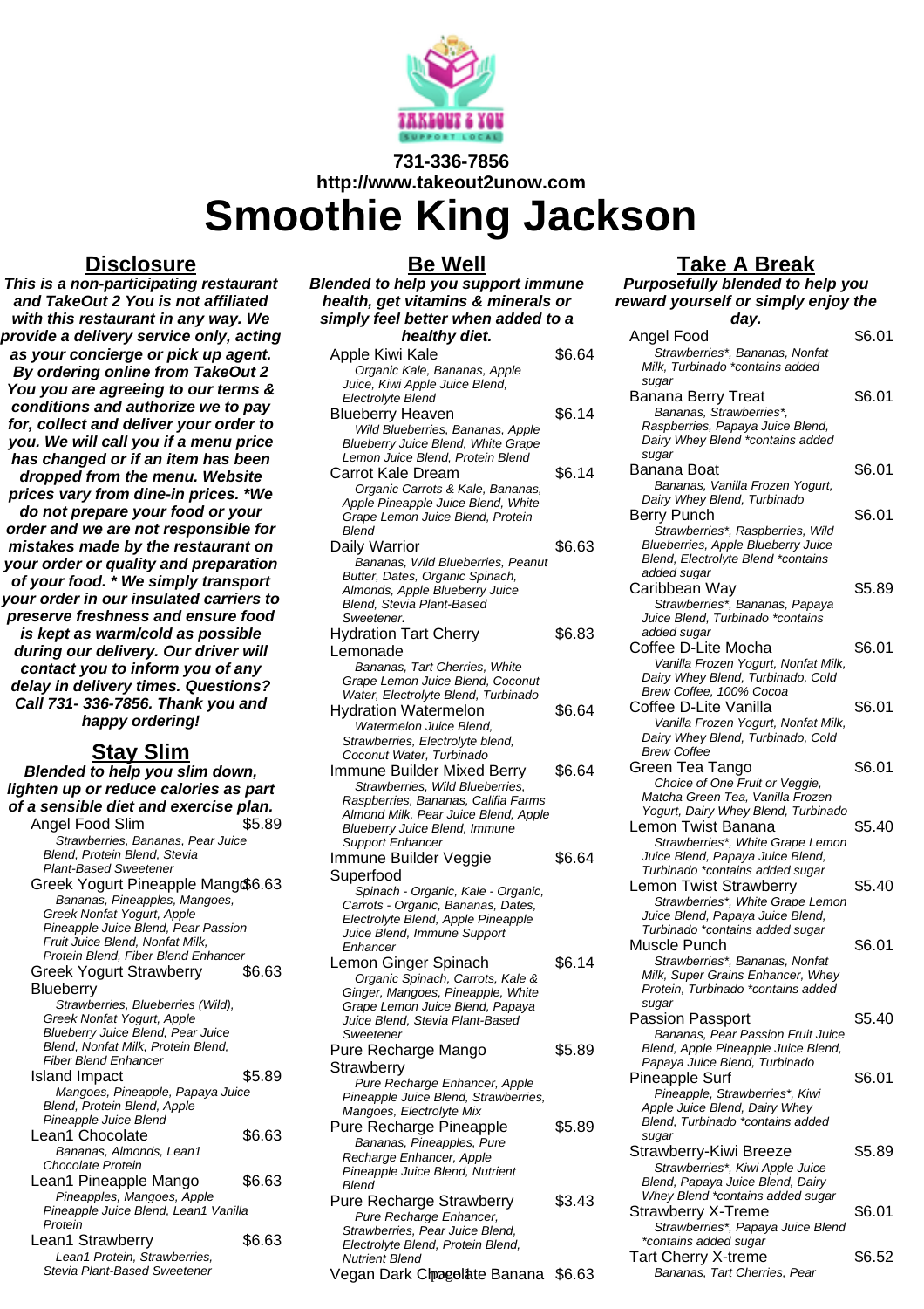731-336-7856

http://www.takeout2unow.com

# Smoothie King Jackson

## Disclosure

**This is a non-participating restaurant and TakeOut 2 You is not affiliated with this restaurant in any way. We provide a delivery service only, acting as your concierge or pick up agent. By ordering online from TakeOut 2 You you are agreeing to our terms & conditions and authorize we to pay for, collect and deliver your order to you. We will call you if a menu price has changed or if an item has been dropped from the menu. Website prices vary from dine-in prices. *We do not prepare your food or your order and we are not responsible for mistakes made by the restaurant on your order or quality and preparation of your food. * We simply transport your order in our insulated carriers to preserve freshness and ensure food is kept as warm/cold as possible during our delivery. Our driver will contact you to inform you of any delay in delivery times. Questions? Call 731- 336-7856. Thank you and happy ordering!**

## Stay Slim

***Blended to help you slim down, lighten up or reduce calories as part of a sensible diet and exercise plan.***

Angel Food Slim — $5.89
*Strawberries*, Bananas, Pear Juice Blend, Protein Blend, Stevia Plant-Based Sweetener*

Greek Yogurt Pineapple Mango — $6.63
*Bananas, Pineapples, Mangoes, Greek Nonfat Yogurt, Apple Pineapple Juice Blend, Pear Passion Fruit Juice Blend, Nonfat Milk, Protein Blend, Fiber Blend Enhancer*

Greek Yogurt Strawberry Blueberry — $6.63
*Strawberries, Blueberries (Wild), Greek Nonfat Yogurt, Apple Blueberry Juice Blend, Pear Juice Blend, Nonfat Milk, Protein Blend, Fiber Blend Enhancer*

Island Impact — $5.89
*Mangoes, Pineapple, Papaya Juice Blend, Protein Blend, Apple Pineapple Juice Blend*

Lean1 Chocolate — $6.63
*Bananas, Almonds, Lean1 Chocolate Protein*

Lean1 Pineapple Mango — $6.63
*Pineapples, Mangoes, Apple Pineapple Juice Blend, Lean1 Vanilla Protein*

Lean1 Strawberry — $6.63
*Lean1 Protein, Strawberries, Stevia Plant-Based Sweetener*

## Be Well

***Blended to help you support immune health, get vitamins & minerals or simply feel better when added to a healthy diet.***

Apple Kiwi Kale — $6.64
*Organic Kale, Bananas, Apple Juice, Kiwi Apple Juice Blend, Electrolyte Blend*

Blueberry Heaven — $6.14
*Wild Blueberries, Bananas, Apple Blueberry Juice Blend, White Grape Lemon Juice Blend, Protein Blend*

Carrot Kale Dream — $6.14
*Organic Carrots & Kale, Bananas, Apple Pineapple Juice Blend, White Grape Lemon Juice Blend, Protein Blend*

Daily Warrior — $6.63
*Bananas, Wild Blueberries, Peanut Butter, Dates, Organic Spinach, Almonds, Apple Blueberry Juice Blend, Stevia Plant-Based Sweetener.*

Hydration Tart Cherry Lemonade — $6.83
*Bananas, Tart Cherries, White Grape Lemon Juice Blend, Coconut Water, Electrolyte Blend, Turbinado*

Hydration Watermelon — $6.64
*Watermelon Juice Blend, Strawberries, Electrolyte blend, Coconut Water, Turbinado*

Immune Builder Mixed Berry — $6.64
*Strawberries, Wild Blueberries, Raspberries, Bananas, Califia Farms Almond Milk, Pear Juice Blend, Apple Blueberry Juice Blend, Immune Support Enhancer*

Immune Builder Veggie Superfood — $6.64
*Spinach - Organic, Kale - Organic, Carrots - Organic, Bananas, Dates, Electrolyte Blend, Apple Pineapple Juice Blend, Immune Support Enhancer*

Lemon Ginger Spinach — $6.14
*Organic Spinach, Carrots, Kale & Ginger, Mangoes, Pineapple, White Grape Lemon Juice Blend, Papaya Juice Blend, Stevia Plant-Based Sweetener*

Pure Recharge Mango Strawberry — $5.89
*Pure Recharge Enhancer, Apple Pineapple Juice Blend, Strawberries, Mangoes, Electrolyte Mix*

Pure Recharge Pineapple — $5.89
*Bananas, Pineapples, Pure Recharge Enhancer, Apple Pineapple Juice Blend, Nutrient Blend*

Pure Recharge Strawberry — $3.43
*Pure Recharge Enhancer, Strawberries, Pear Juice Blend, Electrolyte Blend, Protein Blend, Nutrient Blend*

Vegan Dark Chocolate Banana — $6.63

## Take A Break

***Purposefully blended to help you reward yourself or simply enjoy the day.***

Angel Food — $6.01
*Strawberries*, Bananas, Nonfat Milk, Turbinado *contains added sugar*

Banana Berry Treat — $6.01
*Bananas, Strawberries*, Raspberries, Papaya Juice Blend, Dairy Whey Blend *contains added sugar*

Banana Boat — $6.01
*Bananas, Vanilla Frozen Yogurt, Dairy Whey Blend, Turbinado*

Berry Punch — $6.01
*Strawberries*, Raspberries, Wild Blueberries, Apple Blueberry Juice Blend, Electrolyte Blend *contains added sugar*

Caribbean Way — $5.89
*Strawberries*, Bananas, Papaya Juice Blend, Turbinado *contains added sugar*

Coffee D-Lite Mocha — $6.01
*Vanilla Frozen Yogurt, Nonfat Milk, Dairy Whey Blend, Turbinado, Cold Brew Coffee, 100% Cocoa*

Coffee D-Lite Vanilla — $6.01
*Vanilla Frozen Yogurt, Nonfat Milk, Dairy Whey Blend, Turbinado, Cold Brew Coffee*

Green Tea Tango — $6.01
*Choice of One Fruit or Veggie, Matcha Green Tea, Vanilla Frozen Yogurt, Dairy Whey Blend, Turbinado*

Lemon Twist Banana — $5.40
*Strawberries*, White Grape Lemon Juice Blend, Papaya Juice Blend, Turbinado *contains added sugar*

Lemon Twist Strawberry — $5.40
*Strawberries*, White Grape Lemon Juice Blend, Papaya Juice Blend, Turbinado *contains added sugar*

Muscle Punch — $6.01
*Strawberries*, Bananas, Nonfat Milk, Super Grains Enhancer, Whey Protein, Turbinado *contains added sugar*

Passion Passport — $5.40
*Bananas, Pear Passion Fruit Juice Blend, Apple Pineapple Juice Blend, Papaya Juice Blend, Turbinado*

Pineapple Surf — $6.01
*Pineapple, Strawberries*, Kiwi Apple Juice Blend, Dairy Whey Blend, Turbinado *contains added sugar*

Strawberry-Kiwi Breeze — $5.89
*Strawberries*, Kiwi Apple Juice Blend, Papaya Juice Blend, Dairy Whey Blend *contains added sugar*

Strawberry X-Treme — $6.01
*Strawberries*, Papaya Juice Blend *contains added sugar*

Tart Cherry X-treme — $6.52
*Bananas, Tart Cherries, Pear*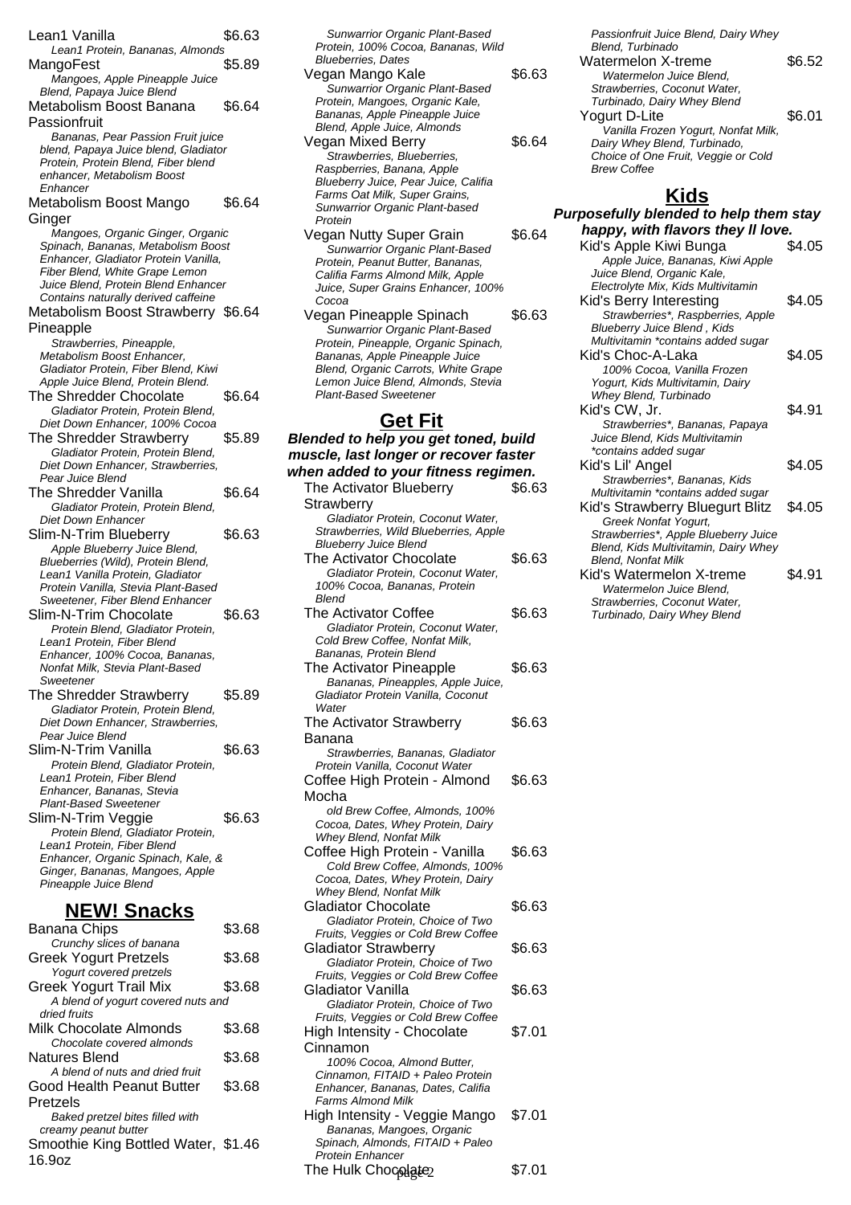Lean1 Vanilla $6.63
*Lean1 Protein, Bananas, Almonds*

MangoFest $5.89
*Mangoes, Apple Pineapple Juice Blend, Papaya Juice Blend*

Metabolism Boost Banana Passionfruit $6.64
*Bananas, Pear Passion Fruit juice blend, Papaya Juice blend, Gladiator Protein, Protein Blend, Fiber blend enhancer, Metabolism Boost Enhancer*

Metabolism Boost Mango Ginger $6.64
*Mangoes, Organic Ginger, Organic Spinach, Bananas, Metabolism Boost Enhancer, Gladiator Protein Vanilla, Fiber Blend, White Grape Lemon Juice Blend, Protein Blend Enhancer Contains naturally derived caffeine*

Metabolism Boost Strawberry Pineapple $6.64
*Strawberries, Pineapple, Metabolism Boost Enhancer, Gladiator Protein, Fiber Blend, Kiwi Apple Juice Blend, Protein Blend.*

The Shredder Chocolate $6.64
*Gladiator Protein, Protein Blend, Diet Down Enhancer, 100% Cocoa*

The Shredder Strawberry $5.89
*Gladiator Protein, Protein Blend, Diet Down Enhancer, Strawberries, Pear Juice Blend*

The Shredder Vanilla $6.64
*Gladiator Protein, Protein Blend, Diet Down Enhancer*

Slim-N-Trim Blueberry $6.63
*Apple Blueberry Juice Blend, Blueberries (Wild), Protein Blend, Lean1 Vanilla Protein, Gladiator Protein Vanilla, Stevia Plant-Based Sweetener, Fiber Blend Enhancer*

Slim-N-Trim Chocolate $6.63
*Protein Blend, Gladiator Protein, Lean1 Protein, Fiber Blend Enhancer, 100% Cocoa, Bananas, Nonfat Milk, Stevia Plant-Based Sweetener*

The Shredder Strawberry $5.89
*Gladiator Protein, Protein Blend, Diet Down Enhancer, Strawberries, Pear Juice Blend*

Slim-N-Trim Vanilla $6.63
*Protein Blend, Gladiator Protein, Lean1 Protein, Fiber Blend Enhancer, Bananas, Stevia Plant-Based Sweetener*

Slim-N-Trim Veggie $6.63
*Protein Blend, Gladiator Protein, Lean1 Protein, Fiber Blend Enhancer, Organic Spinach, Kale, & Ginger, Bananas, Mangoes, Apple Pineapple Juice Blend*

## NEW! Snacks

Banana Chips $3.68
*Crunchy slices of banana*

Greek Yogurt Pretzels $3.68
*Yogurt covered pretzels*

Greek Yogurt Trail Mix $3.68
*A blend of yogurt covered nuts and dried fruits*

Milk Chocolate Almonds $3.68
*Chocolate covered almonds*

Natures Blend $3.68
*A blend of nuts and dried fruit*

Good Health Peanut Butter Pretzels $3.68
*Baked pretzel bites filled with creamy peanut butter*

Smoothie King Bottled Water, 16.9oz $1.46

*Sunwarrior Organic Plant-Based Protein, 100% Cocoa, Bananas, Wild Blueberries, Dates*

Vegan Mango Kale $6.63
*Sunwarrior Organic Plant-Based Protein, Mangoes, Organic Kale, Bananas, Apple Pineapple Juice Blend, Apple Juice, Almonds*

Vegan Mixed Berry $6.64
*Strawberries, Blueberries, Raspberries, Banana, Apple Blueberry Juice, Pear Juice, Califia Farms Oat Milk, Super Grains, Sunwarrior Organic Plant-based Protein*

Vegan Nutty Super Grain $6.64
*Sunwarrior Organic Plant-Based Protein, Peanut Butter, Bananas, Califia Farms Almond Milk, Apple Juice, Super Grains Enhancer, 100% Cocoa*

Vegan Pineapple Spinach $6.63
*Sunwarrior Organic Plant-Based Protein, Pineapple, Organic Spinach, Bananas, Apple Pineapple Juice Blend, Organic Carrots, White Grape Lemon Juice Blend, Almonds, Stevia Plant-Based Sweetener*

## Get Fit

***Blended to help you get toned, build muscle, last longer or recover faster when added to your fitness regimen.***

The Activator Blueberry Strawberry $6.63
*Gladiator Protein, Coconut Water, Strawberries, Wild Blueberries, Apple Blueberry Juice Blend*

The Activator Chocolate $6.63
*Gladiator Protein, Coconut Water, 100% Cocoa, Bananas, Protein Blend*

The Activator Coffee $6.63
*Gladiator Protein, Coconut Water, Cold Brew Coffee, Nonfat Milk, Bananas, Protein Blend*

The Activator Pineapple $6.63
*Bananas, Pineapples, Apple Juice, Gladiator Protein Vanilla, Coconut Water*

The Activator Strawberry Banana $6.63
*Strawberries, Bananas, Gladiator Protein Vanilla, Coconut Water*

Coffee High Protein - Almond Mocha $6.63
*old Brew Coffee, Almonds, 100% Cocoa, Dates, Whey Protein, Dairy Whey Blend, Nonfat Milk*

Coffee High Protein - Vanilla $6.63
*Cold Brew Coffee, Almonds, 100% Cocoa, Dates, Whey Protein, Dairy Whey Blend, Nonfat Milk*

Gladiator Chocolate $6.63
*Gladiator Protein, Choice of Two Fruits, Veggies or Cold Brew Coffee*

Gladiator Strawberry $6.63
*Gladiator Protein, Choice of Two Fruits, Veggies or Cold Brew Coffee*

Gladiator Vanilla $6.63
*Gladiator Protein, Choice of Two Fruits, Veggies or Cold Brew Coffee*

High Intensity - Chocolate Cinnamon $7.01
*100% Cocoa, Almond Butter, Cinnamon, FITAID + Paleo Protein Enhancer, Bananas, Dates, Califia Farms Almond Milk*

High Intensity - Veggie Mango $7.01
*Bananas, Mangoes, Organic Spinach, Almonds, FITAID + Paleo Protein Enhancer*

The Hulk Chocolate $7.01

*Passionfruit Juice Blend, Dairy Whey Blend, Turbinado*

Watermelon X-treme $6.52
*Watermelon Juice Blend, Strawberries, Coconut Water, Turbinado, Dairy Whey Blend*

Yogurt D-Lite $6.01
*Vanilla Frozen Yogurt, Nonfat Milk, Dairy Whey Blend, Turbinado, Choice of One Fruit, Veggie or Cold Brew Coffee*

## Kids

***Purposefully blended to help them stay happy, with flavors they ll love.***

Kid's Apple Kiwi Bunga $4.05
*Apple Juice, Bananas, Kiwi Apple Juice Blend, Organic Kale, Electrolyte Mix, Kids Multivitamin*

Kid's Berry Interesting $4.05
*Strawberries*, Raspberries, Apple Blueberry Juice Blend , Kids Multivitamin *contains added sugar*

Kid's Choc-A-Laka $4.05
*100% Cocoa, Vanilla Frozen Yogurt, Kids Multivitamin, Dairy Whey Blend, Turbinado*

Kid's CW, Jr. $4.91
*Strawberries*, Bananas, Papaya Juice Blend, Kids Multivitamin *contains added sugar*

Kid's Lil' Angel $4.05
*Strawberries*, Bananas, Kids Multivitamin *contains added sugar*

Kid's Strawberry Bluegurt Blitz $4.05
*Greek Nonfat Yogurt, Strawberries*, Apple Blueberry Juice Blend, Kids Multivitamin, Dairy Whey Blend, Nonfat Milk*

Kid's Watermelon X-treme $4.91
*Watermelon Juice Blend, Strawberries, Coconut Water, Turbinado, Dairy Whey Blend*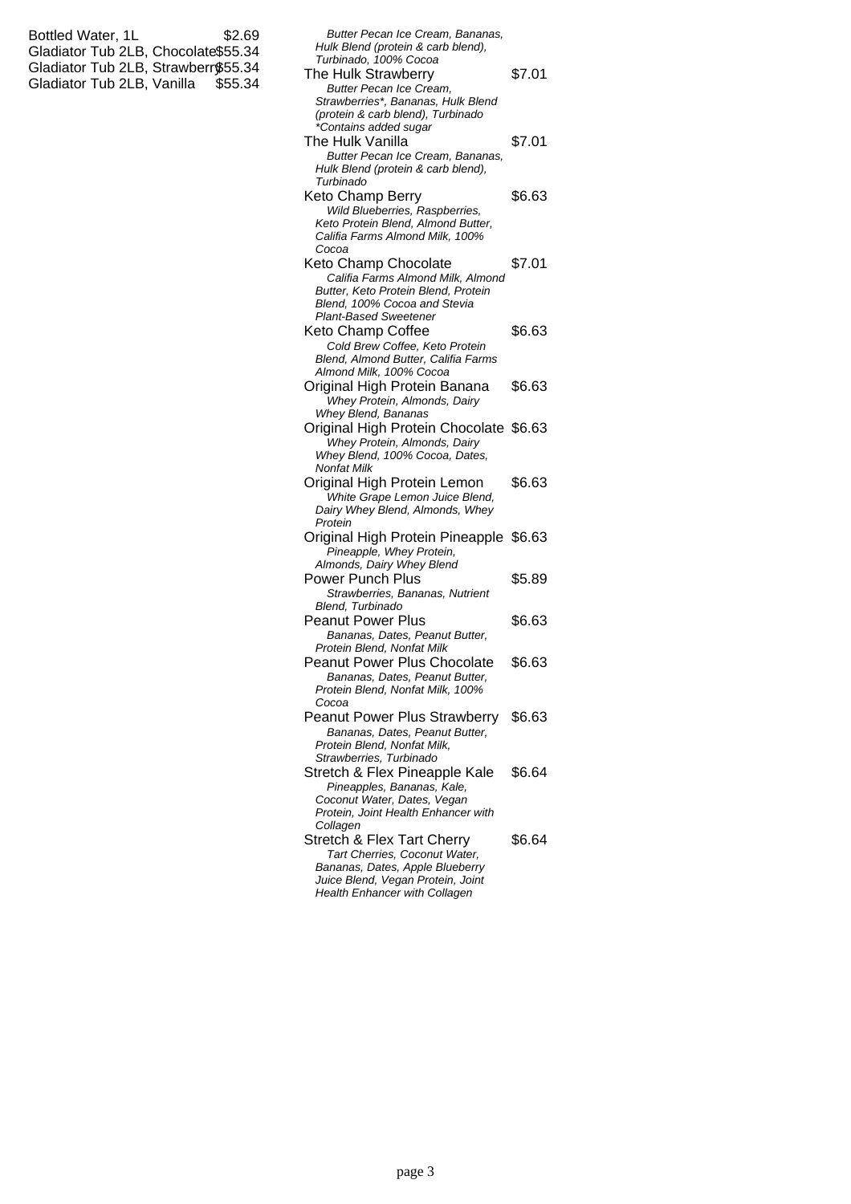| | |
|---|---|
| Bottled Water, 1L | $2.69 |
| Gladiator Tub 2LB, Chocolate | $55.34 |
| Gladiator Tub 2LB, Strawberry | $55.34 |
| Gladiator Tub 2LB, Vanilla | $55.34 |

*Butter Pecan Ice Cream, Bananas, Hulk Blend (protein & carb blend), Turbinado, 100% Cocoa*

The Hulk Strawberry $7.01
*Butter Pecan Ice Cream, Strawberries*, Bananas, Hulk Blend (protein & carb blend), Turbinado*
**Contains added sugar*

The Hulk Vanilla $7.01
*Butter Pecan Ice Cream, Bananas, Hulk Blend (protein & carb blend), Turbinado*

Keto Champ Berry $6.63
*Wild Blueberries, Raspberries, Keto Protein Blend, Almond Butter, Califia Farms Almond Milk, 100% Cocoa*

Keto Champ Chocolate $7.01
*Califia Farms Almond Milk, Almond Butter, Keto Protein Blend, Protein Blend, 100% Cocoa and Stevia Plant-Based Sweetener*

Keto Champ Coffee $6.63
*Cold Brew Coffee, Keto Protein Blend, Almond Butter, Califia Farms Almond Milk, 100% Cocoa*

Original High Protein Banana $6.63
*Whey Protein, Almonds, Dairy Whey Blend, Bananas*

Original High Protein Chocolate $6.63
*Whey Protein, Almonds, Dairy Whey Blend, 100% Cocoa, Dates, Nonfat Milk*

Original High Protein Lemon $6.63
*White Grape Lemon Juice Blend, Dairy Whey Blend, Almonds, Whey Protein*

Original High Protein Pineapple $6.63
*Pineapple, Whey Protein, Almonds, Dairy Whey Blend*

Power Punch Plus $5.89
*Strawberries, Bananas, Nutrient Blend, Turbinado*

Peanut Power Plus $6.63
*Bananas, Dates, Peanut Butter, Protein Blend, Nonfat Milk*

Peanut Power Plus Chocolate $6.63
*Bananas, Dates, Peanut Butter, Protein Blend, Nonfat Milk, 100% Cocoa*

Peanut Power Plus Strawberry $6.63
*Bananas, Dates, Peanut Butter, Protein Blend, Nonfat Milk, Strawberries, Turbinado*

Stretch & Flex Pineapple Kale $6.64
*Pineapples, Bananas, Kale, Coconut Water, Dates, Vegan Protein, Joint Health Enhancer with Collagen*

Stretch & Flex Tart Cherry $6.64
*Tart Cherries, Coconut Water, Bananas, Dates, Apple Blueberry Juice Blend, Vegan Protein, Joint Health Enhancer with Collagen*